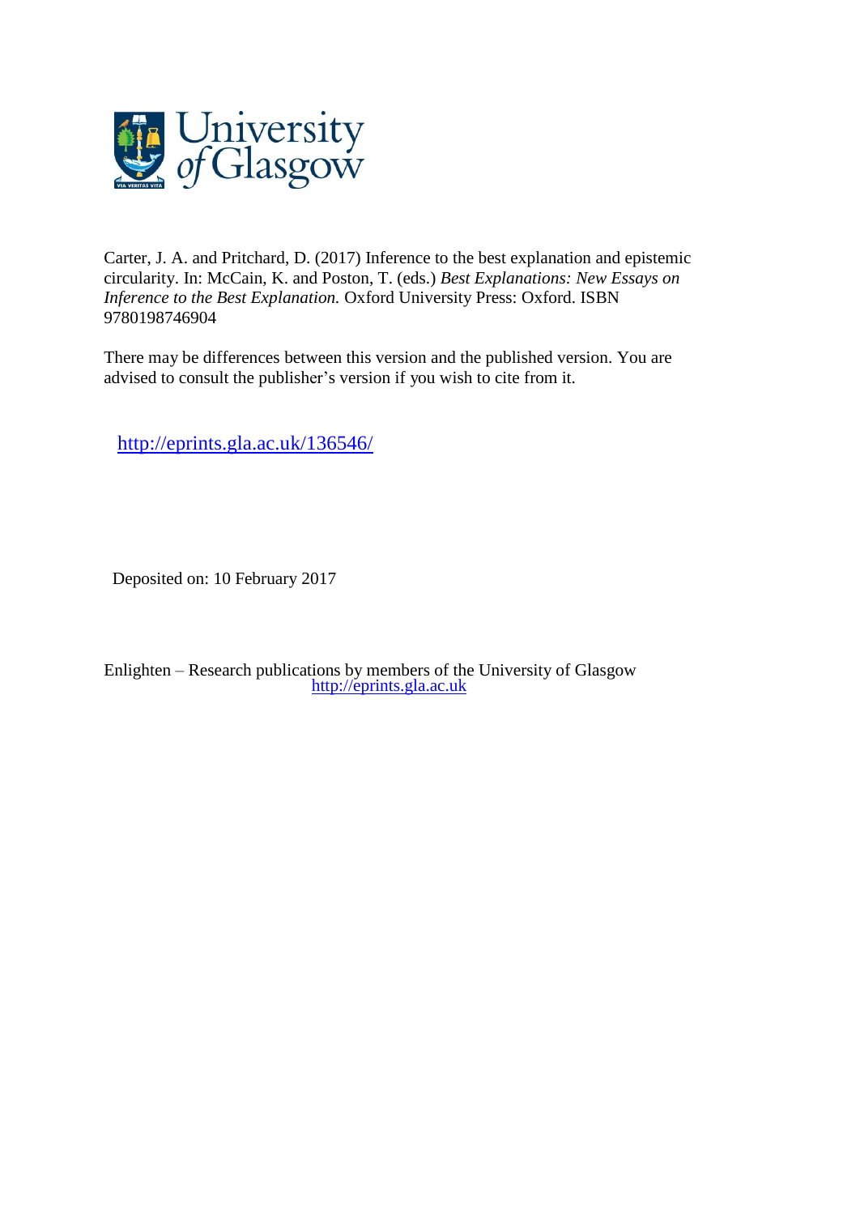Carter, J. A. and Pritchard, D. (2017) Inference to the best explanation and epistemic circularity. In: McCain, K. and Poston, T. (eds.) *Best Explanations: New Essays on Inference to the Best Explanation.* Oxford University Press: Oxford. ISBN 9780198746904

There may be differences between this version and the published version. You are advised to consult the publisher's version if you wish to cite from it.

http://eprints.gla.ac.uk/136546/

Deposited on: 10 February 2017

Enlighten – Research publications by members of the University of Glasgow
http://eprints.gla.ac.uk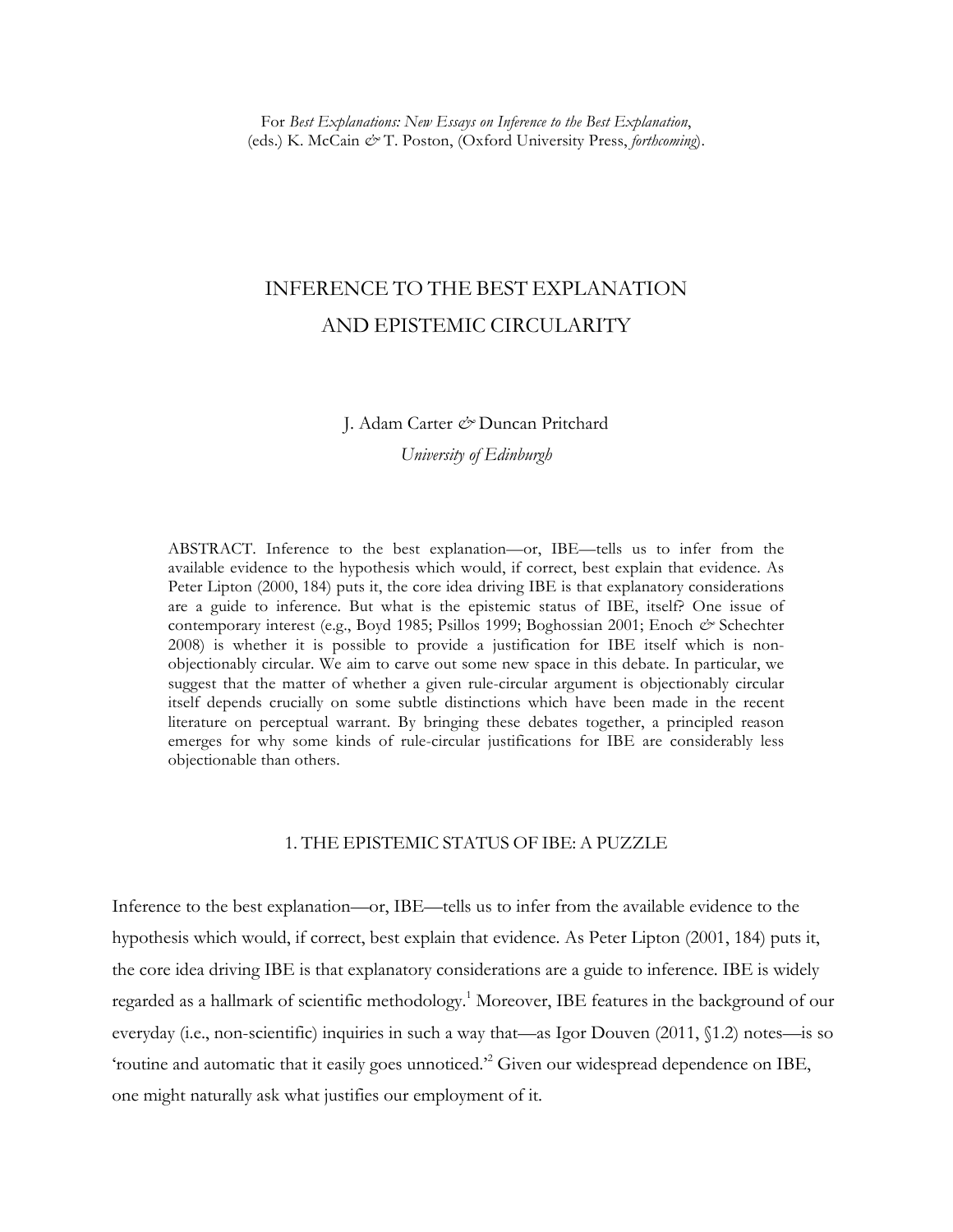For *Best Explanations: New Essays on Inference to the Best Explanation*, (eds.) K. McCain & T. Poston, (Oxford University Press, *forthcoming*).

# INFERENCE TO THE BEST EXPLANATION AND EPISTEMIC CIRCULARITY

J. Adam Carter & Duncan Pritchard

*University of Edinburgh*

ABSTRACT. Inference to the best explanation—or, IBE—tells us to infer from the available evidence to the hypothesis which would, if correct, best explain that evidence. As Peter Lipton (2000, 184) puts it, the core idea driving IBE is that explanatory considerations are a guide to inference. But what is the epistemic status of IBE, itself? One issue of contemporary interest (e.g., Boyd 1985; Psillos 1999; Boghossian 2001; Enoch & Schechter 2008) is whether it is possible to provide a justification for IBE itself which is non-objectionably circular. We aim to carve out some new space in this debate. In particular, we suggest that the matter of whether a given rule-circular argument is objectionably circular itself depends crucially on some subtle distinctions which have been made in the recent literature on perceptual warrant. By bringing these debates together, a principled reason emerges for why some kinds of rule-circular justifications for IBE are considerably less objectionable than others.

## 1. THE EPISTEMIC STATUS OF IBE: A PUZZLE

Inference to the best explanation—or, IBE—tells us to infer from the available evidence to the hypothesis which would, if correct, best explain that evidence. As Peter Lipton (2001, 184) puts it, the core idea driving IBE is that explanatory considerations are a guide to inference. IBE is widely regarded as a hallmark of scientific methodology.[1] Moreover, IBE features in the background of our everyday (i.e., non-scientific) inquiries in such a way that—as Igor Douven (2011, §1.2) notes—is so 'routine and automatic that it easily goes unnoticed.'[2] Given our widespread dependence on IBE, one might naturally ask what justifies our employment of it.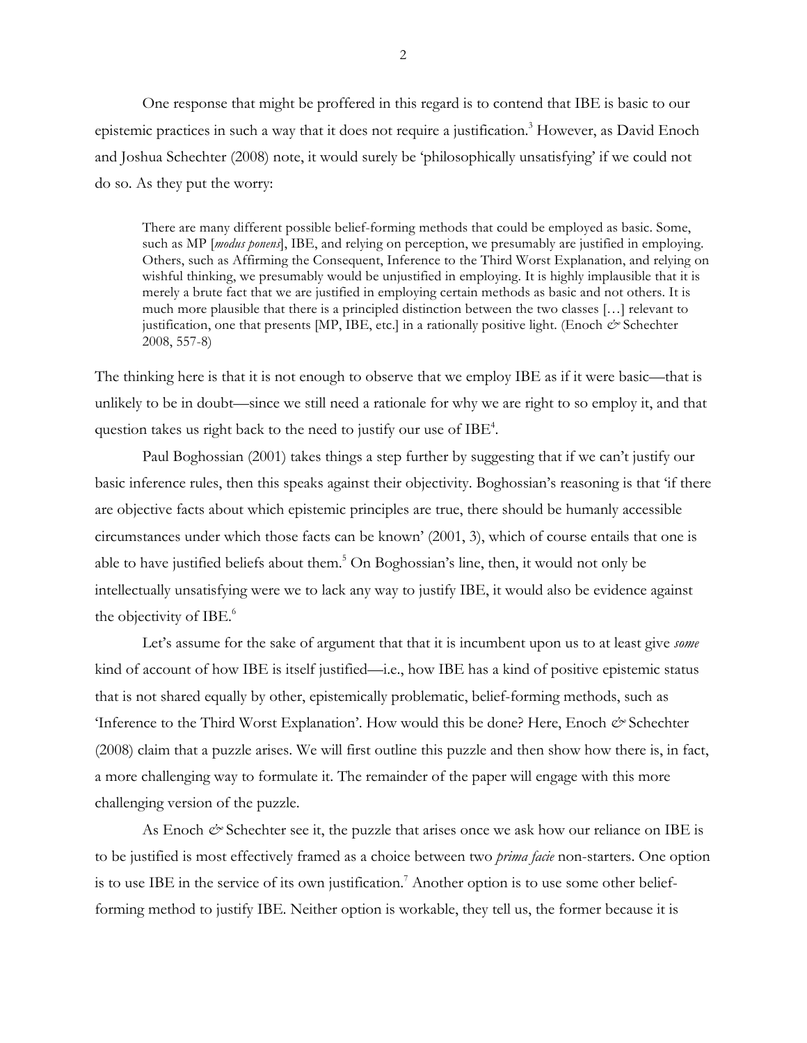One response that might be proffered in this regard is to contend that IBE is basic to our epistemic practices in such a way that it does not require a justification.[3] However, as David Enoch and Joshua Schechter (2008) note, it would surely be 'philosophically unsatisfying' if we could not do so. As they put the worry:

> There are many different possible belief-forming methods that could be employed as basic. Some, such as MP [*modus ponens*], IBE, and relying on perception, we presumably are justified in employing. Others, such as Affirming the Consequent, Inference to the Third Worst Explanation, and relying on wishful thinking, we presumably would be unjustified in employing. It is highly implausible that it is merely a brute fact that we are justified in employing certain methods as basic and not others. It is much more plausible that there is a principled distinction between the two classes […] relevant to justification, one that presents [MP, IBE, etc.] in a rationally positive light. (Enoch *&* Schechter 2008, 557-8)

The thinking here is that it is not enough to observe that we employ IBE as if it were basic—that is unlikely to be in doubt—since we still need a rationale for why we are right to so employ it, and that question takes us right back to the need to justify our use of IBE[4].

Paul Boghossian (2001) takes things a step further by suggesting that if we can't justify our basic inference rules, then this speaks against their objectivity. Boghossian's reasoning is that 'if there are objective facts about which epistemic principles are true, there should be humanly accessible circumstances under which those facts can be known' (2001, 3), which of course entails that one is able to have justified beliefs about them.[5] On Boghossian's line, then, it would not only be intellectually unsatisfying were we to lack any way to justify IBE, it would also be evidence against the objectivity of IBE.[6]

Let's assume for the sake of argument that that it is incumbent upon us to at least give *some* kind of account of how IBE is itself justified—i.e., how IBE has a kind of positive epistemic status that is not shared equally by other, epistemically problematic, belief-forming methods, such as 'Inference to the Third Worst Explanation'. How would this be done? Here, Enoch *&* Schechter (2008) claim that a puzzle arises. We will first outline this puzzle and then show how there is, in fact, a more challenging way to formulate it. The remainder of the paper will engage with this more challenging version of the puzzle.

As Enoch *&* Schechter see it, the puzzle that arises once we ask how our reliance on IBE is to be justified is most effectively framed as a choice between two *prima facie* non-starters. One option is to use IBE in the service of its own justification.[7] Another option is to use some other belief-forming method to justify IBE. Neither option is workable, they tell us, the former because it is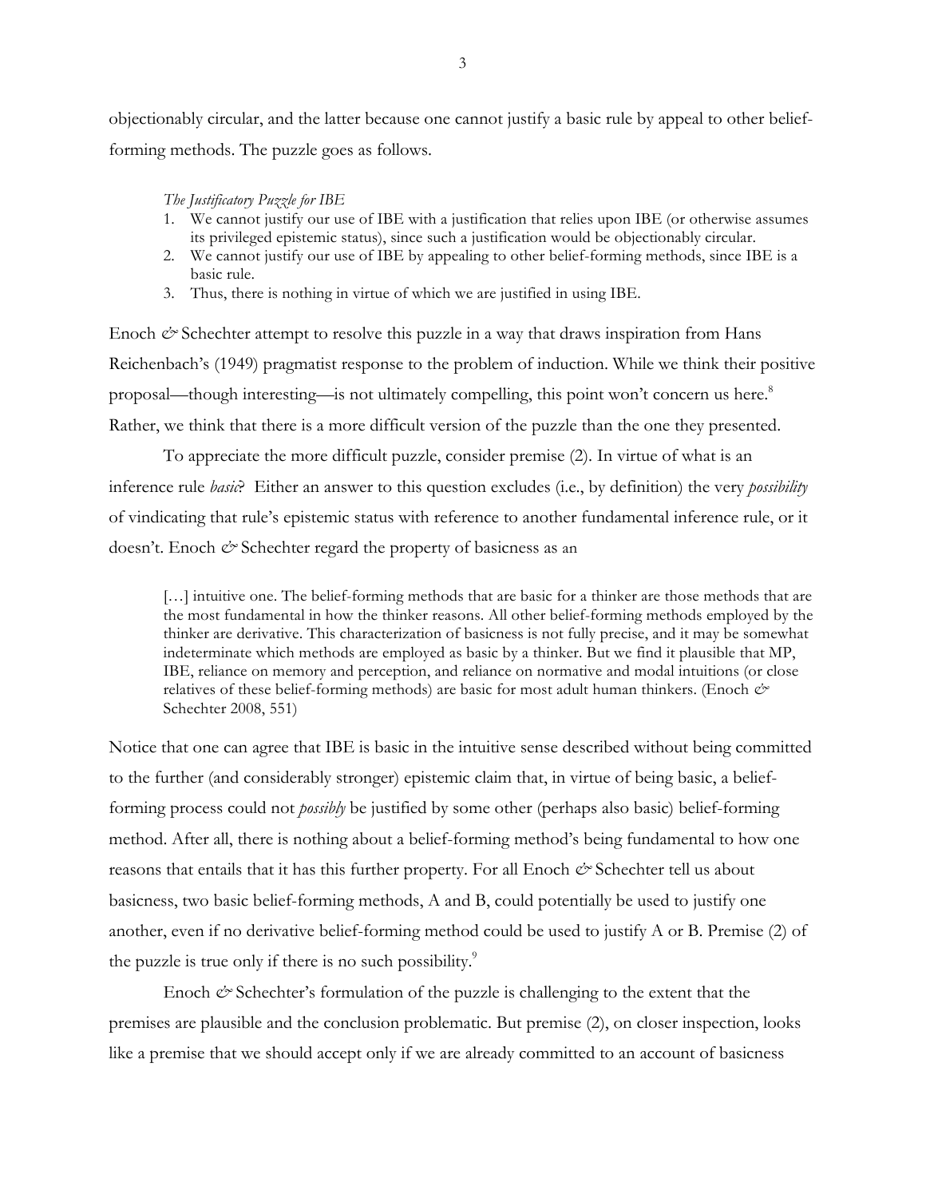objectionably circular, and the latter because one cannot justify a basic rule by appeal to other belief-forming methods. The puzzle goes as follows.

> *The Justificatory Puzzle for IBE*
> 1. We cannot justify our use of IBE with a justification that relies upon IBE (or otherwise assumes its privileged epistemic status), since such a justification would be objectionably circular.
> 2. We cannot justify our use of IBE by appealing to other belief-forming methods, since IBE is a basic rule.
> 3. Thus, there is nothing in virtue of which we are justified in using IBE.

Enoch *&* Schechter attempt to resolve this puzzle in a way that draws inspiration from Hans Reichenbach's (1949) pragmatist response to the problem of induction. While we think their positive proposal—though interesting—is not ultimately compelling, this point won't concern us here.[8] Rather, we think that there is a more difficult version of the puzzle than the one they presented.

To appreciate the more difficult puzzle, consider premise (2). In virtue of what is an inference rule *basic*? Either an answer to this question excludes (i.e., by definition) the very *possibility* of vindicating that rule's epistemic status with reference to another fundamental inference rule, or it doesn't. Enoch *&* Schechter regard the property of basicness as an

> […] intuitive one. The belief-forming methods that are basic for a thinker are those methods that are the most fundamental in how the thinker reasons. All other belief-forming methods employed by the thinker are derivative. This characterization of basicness is not fully precise, and it may be somewhat indeterminate which methods are employed as basic by a thinker. But we find it plausible that MP, IBE, reliance on memory and perception, and reliance on normative and modal intuitions (or close relatives of these belief-forming methods) are basic for most adult human thinkers. (Enoch *&* Schechter 2008, 551)

Notice that one can agree that IBE is basic in the intuitive sense described without being committed to the further (and considerably stronger) epistemic claim that, in virtue of being basic, a belief-forming process could not *possibly* be justified by some other (perhaps also basic) belief-forming method. After all, there is nothing about a belief-forming method's being fundamental to how one reasons that entails that it has this further property. For all Enoch *&* Schechter tell us about basicness, two basic belief-forming methods, A and B, could potentially be used to justify one another, even if no derivative belief-forming method could be used to justify A or B. Premise (2) of the puzzle is true only if there is no such possibility.[9]

Enoch *&* Schechter's formulation of the puzzle is challenging to the extent that the premises are plausible and the conclusion problematic. But premise (2), on closer inspection, looks like a premise that we should accept only if we are already committed to an account of basicness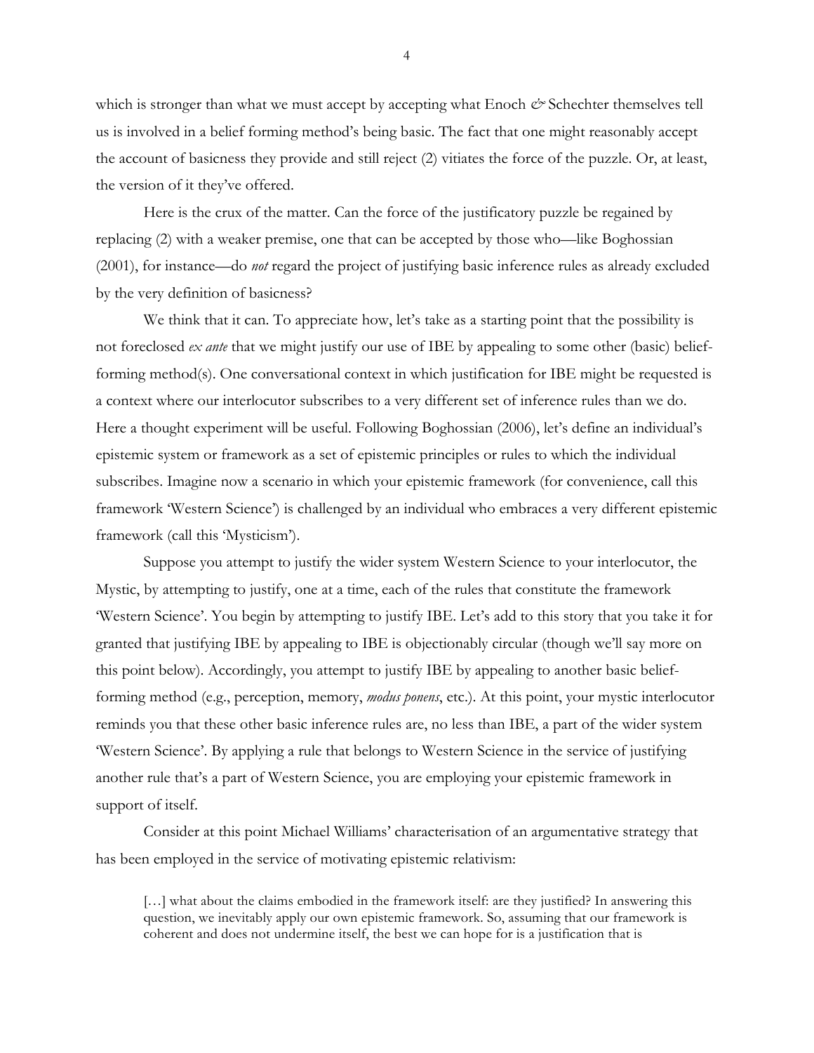which is stronger than what we must accept by accepting what Enoch *&* Schechter themselves tell us is involved in a belief forming method's being basic. The fact that one might reasonably accept the account of basicness they provide and still reject (2) vitiates the force of the puzzle. Or, at least, the version of it they've offered.

Here is the crux of the matter. Can the force of the justificatory puzzle be regained by replacing (2) with a weaker premise, one that can be accepted by those who—like Boghossian (2001), for instance—do *not* regard the project of justifying basic inference rules as already excluded by the very definition of basicness?

We think that it can. To appreciate how, let's take as a starting point that the possibility is not foreclosed *ex ante* that we might justify our use of IBE by appealing to some other (basic) belief-forming method(s). One conversational context in which justification for IBE might be requested is a context where our interlocutor subscribes to a very different set of inference rules than we do. Here a thought experiment will be useful. Following Boghossian (2006), let's define an individual's epistemic system or framework as a set of epistemic principles or rules to which the individual subscribes. Imagine now a scenario in which your epistemic framework (for convenience, call this framework 'Western Science') is challenged by an individual who embraces a very different epistemic framework (call this 'Mysticism').

Suppose you attempt to justify the wider system Western Science to your interlocutor, the Mystic, by attempting to justify, one at a time, each of the rules that constitute the framework 'Western Science'. You begin by attempting to justify IBE. Let's add to this story that you take it for granted that justifying IBE by appealing to IBE is objectionably circular (though we'll say more on this point below). Accordingly, you attempt to justify IBE by appealing to another basic belief-forming method (e.g., perception, memory, *modus ponens*, etc.). At this point, your mystic interlocutor reminds you that these other basic inference rules are, no less than IBE, a part of the wider system 'Western Science'. By applying a rule that belongs to Western Science in the service of justifying another rule that's a part of Western Science, you are employing your epistemic framework in support of itself.

Consider at this point Michael Williams' characterisation of an argumentative strategy that has been employed in the service of motivating epistemic relativism:

> […] what about the claims embodied in the framework itself: are they justified? In answering this question, we inevitably apply our own epistemic framework. So, assuming that our framework is coherent and does not undermine itself, the best we can hope for is a justification that is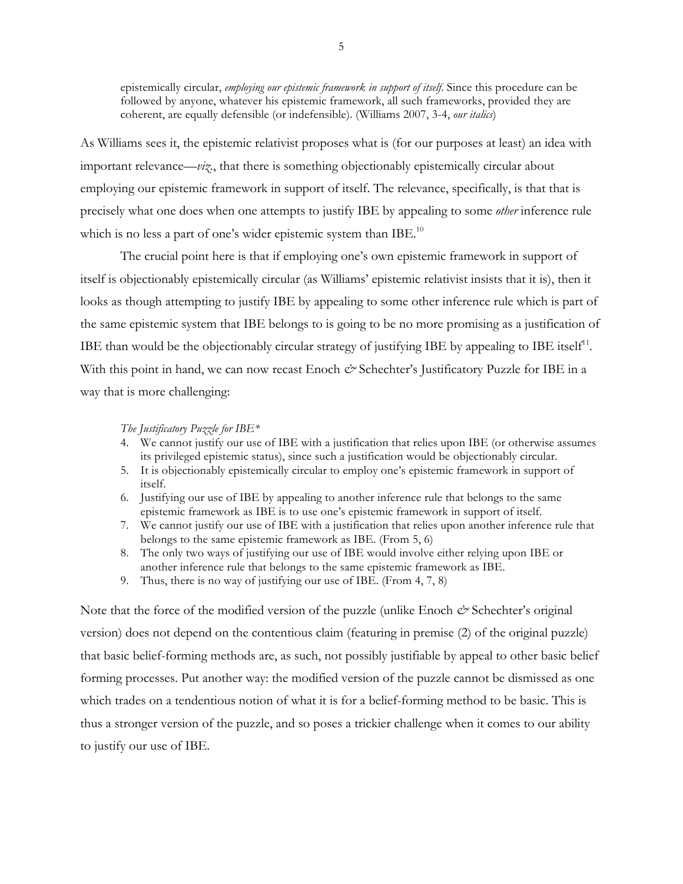> epistemically circular, *employing our epistemic framework in support of itself*. Since this procedure can be followed by anyone, whatever his epistemic framework, all such frameworks, provided they are coherent, are equally defensible (or indefensible). (Williams 2007, 3-4, *our italics*)

As Williams sees it, the epistemic relativist proposes what is (for our purposes at least) an idea with important relevance—*viz*., that there is something objectionably epistemically circular about employing our epistemic framework in support of itself. The relevance, specifically, is that that is precisely what one does when one attempts to justify IBE by appealing to some *other* inference rule which is no less a part of one's wider epistemic system than IBE.[10]

The crucial point here is that if employing one's own epistemic framework in support of itself is objectionably epistemically circular (as Williams' epistemic relativist insists that it is), then it looks as though attempting to justify IBE by appealing to some other inference rule which is part of the same epistemic system that IBE belongs to is going to be no more promising as a justification of IBE than would be the objectionably circular strategy of justifying IBE by appealing to IBE itself[11]. With this point in hand, we can now recast Enoch *&* Schechter's Justificatory Puzzle for IBE in a way that is more challenging:

*The Justificatory Puzzle for IBE\**

4. We cannot justify our use of IBE with a justification that relies upon IBE (or otherwise assumes its privileged epistemic status), since such a justification would be objectionably circular.
5. It is objectionably epistemically circular to employ one's epistemic framework in support of itself.
6. Justifying our use of IBE by appealing to another inference rule that belongs to the same epistemic framework as IBE is to use one's epistemic framework in support of itself.
7. We cannot justify our use of IBE with a justification that relies upon another inference rule that belongs to the same epistemic framework as IBE. (From 5, 6)
8. The only two ways of justifying our use of IBE would involve either relying upon IBE or another inference rule that belongs to the same epistemic framework as IBE.
9. Thus, there is no way of justifying our use of IBE. (From 4, 7, 8)

Note that the force of the modified version of the puzzle (unlike Enoch *&* Schechter's original version) does not depend on the contentious claim (featuring in premise (2) of the original puzzle) that basic belief-forming methods are, as such, not possibly justifiable by appeal to other basic belief forming processes. Put another way: the modified version of the puzzle cannot be dismissed as one which trades on a tendentious notion of what it is for a belief-forming method to be basic. This is thus a stronger version of the puzzle, and so poses a trickier challenge when it comes to our ability to justify our use of IBE.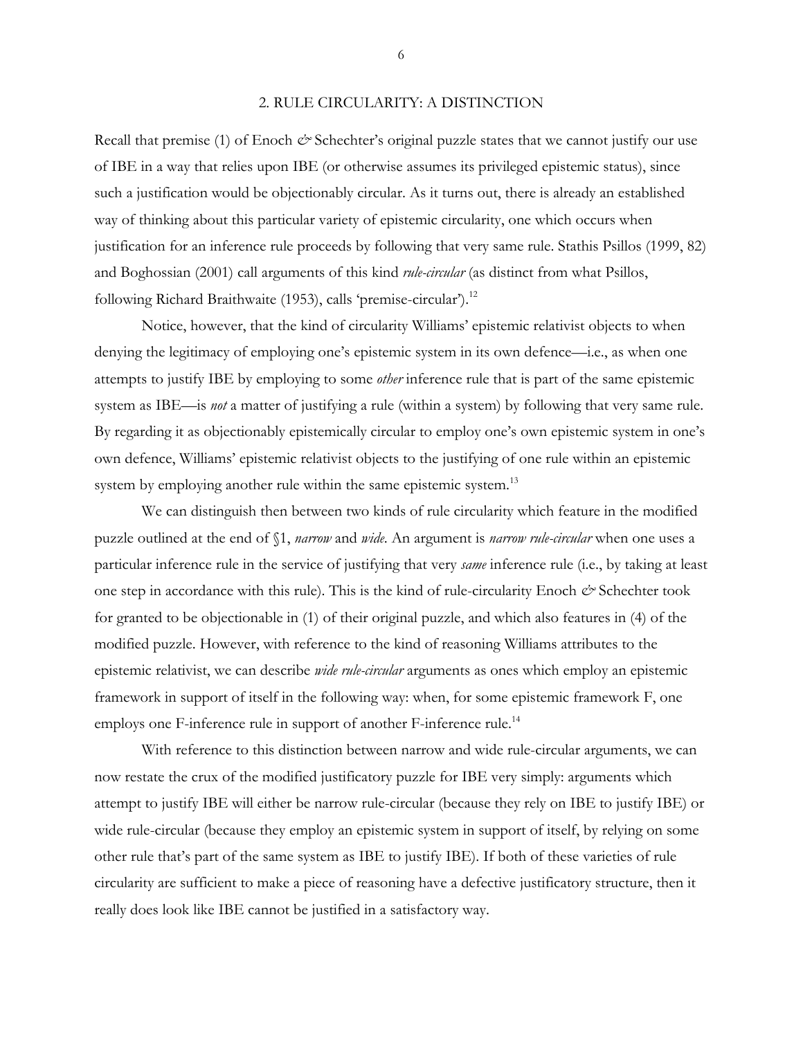## 2. RULE CIRCULARITY: A DISTINCTION

Recall that premise (1) of Enoch *&* Schechter's original puzzle states that we cannot justify our use of IBE in a way that relies upon IBE (or otherwise assumes its privileged epistemic status), since such a justification would be objectionably circular. As it turns out, there is already an established way of thinking about this particular variety of epistemic circularity, one which occurs when justification for an inference rule proceeds by following that very same rule. Stathis Psillos (1999, 82) and Boghossian (2001) call arguments of this kind *rule-circular* (as distinct from what Psillos, following Richard Braithwaite (1953), calls 'premise-circular').[12]

Notice, however, that the kind of circularity Williams' epistemic relativist objects to when denying the legitimacy of employing one's epistemic system in its own defence—i.e., as when one attempts to justify IBE by employing to some *other* inference rule that is part of the same epistemic system as IBE—is *not* a matter of justifying a rule (within a system) by following that very same rule. By regarding it as objectionably epistemically circular to employ one's own epistemic system in one's own defence, Williams' epistemic relativist objects to the justifying of one rule within an epistemic system by employing another rule within the same epistemic system.[13]

We can distinguish then between two kinds of rule circularity which feature in the modified puzzle outlined at the end of §1, *narrow* and *wide*. An argument is *narrow rule-circular* when one uses a particular inference rule in the service of justifying that very *same* inference rule (i.e., by taking at least one step in accordance with this rule). This is the kind of rule-circularity Enoch *&* Schechter took for granted to be objectionable in (1) of their original puzzle, and which also features in (4) of the modified puzzle. However, with reference to the kind of reasoning Williams attributes to the epistemic relativist, we can describe *wide rule-circular* arguments as ones which employ an epistemic framework in support of itself in the following way: when, for some epistemic framework F, one employs one F-inference rule in support of another F-inference rule.[14]

With reference to this distinction between narrow and wide rule-circular arguments, we can now restate the crux of the modified justificatory puzzle for IBE very simply: arguments which attempt to justify IBE will either be narrow rule-circular (because they rely on IBE to justify IBE) or wide rule-circular (because they employ an epistemic system in support of itself, by relying on some other rule that's part of the same system as IBE to justify IBE). If both of these varieties of rule circularity are sufficient to make a piece of reasoning have a defective justificatory structure, then it really does look like IBE cannot be justified in a satisfactory way.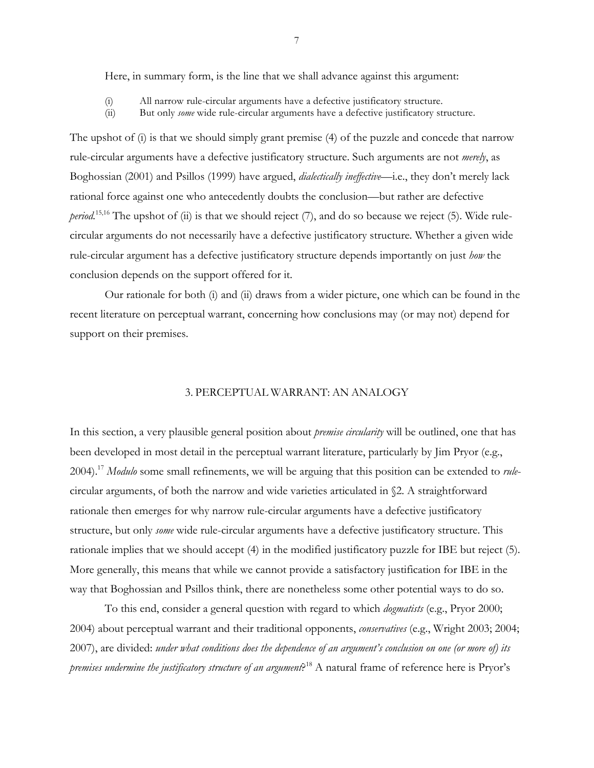Here, in summary form, is the line that we shall advance against this argument:

(i) All narrow rule-circular arguments have a defective justificatory structure.

(ii) But only *some* wide rule-circular arguments have a defective justificatory structure.

The upshot of (i) is that we should simply grant premise (4) of the puzzle and concede that narrow rule-circular arguments have a defective justificatory structure. Such arguments are not *merely*, as Boghossian (2001) and Psillos (1999) have argued, *dialectically ineffective*—i.e., they don't merely lack rational force against one who antecedently doubts the conclusion—but rather are defective *period*.[15,16] The upshot of (ii) is that we should reject (7), and do so because we reject (5). Wide rule-circular arguments do not necessarily have a defective justificatory structure. Whether a given wide rule-circular argument has a defective justificatory structure depends importantly on just *how* the conclusion depends on the support offered for it.

Our rationale for both (i) and (ii) draws from a wider picture, one which can be found in the recent literature on perceptual warrant, concerning how conclusions may (or may not) depend for support on their premises.

## 3. PERCEPTUAL WARRANT: AN ANALOGY

In this section, a very plausible general position about *premise circularity* will be outlined, one that has been developed in most detail in the perceptual warrant literature, particularly by Jim Pryor (e.g., 2004).[17] *Modulo* some small refinements, we will be arguing that this position can be extended to *rule*-circular arguments, of both the narrow and wide varieties articulated in §2. A straightforward rationale then emerges for why narrow rule-circular arguments have a defective justificatory structure, but only *some* wide rule-circular arguments have a defective justificatory structure. This rationale implies that we should accept (4) in the modified justificatory puzzle for IBE but reject (5). More generally, this means that while we cannot provide a satisfactory justification for IBE in the way that Boghossian and Psillos think, there are nonetheless some other potential ways to do so.

To this end, consider a general question with regard to which *dogmatists* (e.g., Pryor 2000; 2004) about perceptual warrant and their traditional opponents, *conservatives* (e.g., Wright 2003; 2004; 2007), are divided: *under what conditions does the dependence of an argument's conclusion on one (or more of) its premises undermine the justificatory structure of an argument*?[18] A natural frame of reference here is Pryor's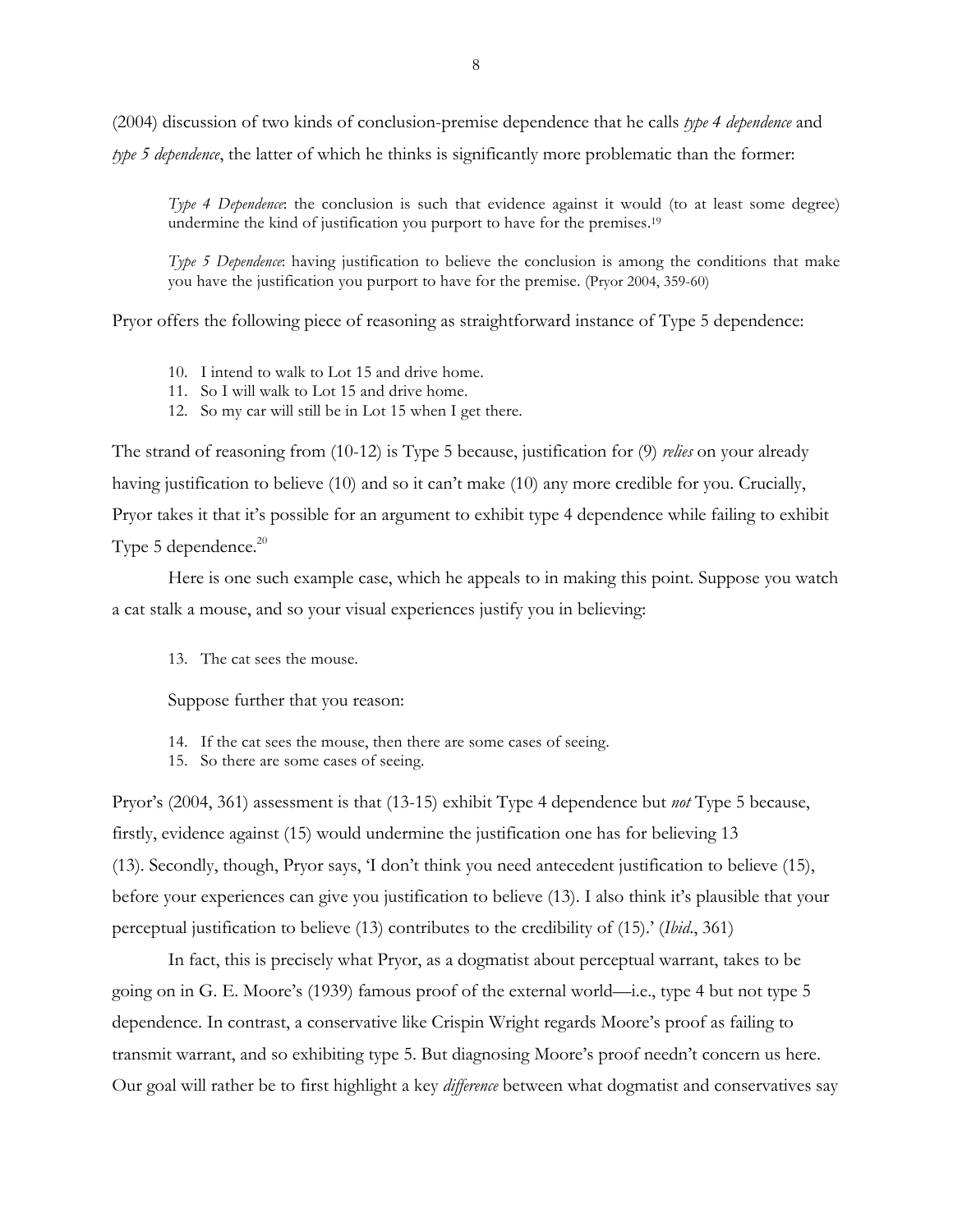(2004) discussion of two kinds of conclusion-premise dependence that he calls *type 4 dependence* and *type 5 dependence*, the latter of which he thinks is significantly more problematic than the former:

> *Type 4 Dependence*: the conclusion is such that evidence against it would (to at least some degree) undermine the kind of justification you purport to have for the premises.[19]
>
> *Type 5 Dependence*: having justification to believe the conclusion is among the conditions that make you have the justification you purport to have for the premise. (Pryor 2004, 359-60)

Pryor offers the following piece of reasoning as straightforward instance of Type 5 dependence:

10. I intend to walk to Lot 15 and drive home.
11. So I will walk to Lot 15 and drive home.
12. So my car will still be in Lot 15 when I get there.

The strand of reasoning from (10-12) is Type 5 because, justification for (9) *relies* on your already having justification to believe (10) and so it can't make (10) any more credible for you. Crucially, Pryor takes it that it's possible for an argument to exhibit type 4 dependence while failing to exhibit Type 5 dependence.[20]

Here is one such example case, which he appeals to in making this point. Suppose you watch a cat stalk a mouse, and so your visual experiences justify you in believing:

13. The cat sees the mouse.

Suppose further that you reason:

14. If the cat sees the mouse, then there are some cases of seeing.
15. So there are some cases of seeing.

Pryor's (2004, 361) assessment is that (13-15) exhibit Type 4 dependence but *not* Type 5 because, firstly, evidence against (15) would undermine the justification one has for believing 13 (13). Secondly, though, Pryor says, 'I don't think you need antecedent justification to believe (15), before your experiences can give you justification to believe (13). I also think it's plausible that your perceptual justification to believe (13) contributes to the credibility of (15).' (*Ibid*., 361)

In fact, this is precisely what Pryor, as a dogmatist about perceptual warrant, takes to be going on in G. E. Moore's (1939) famous proof of the external world—i.e., type 4 but not type 5 dependence. In contrast, a conservative like Crispin Wright regards Moore's proof as failing to transmit warrant, and so exhibiting type 5. But diagnosing Moore's proof needn't concern us here. Our goal will rather be to first highlight a key *difference* between what dogmatist and conservatives say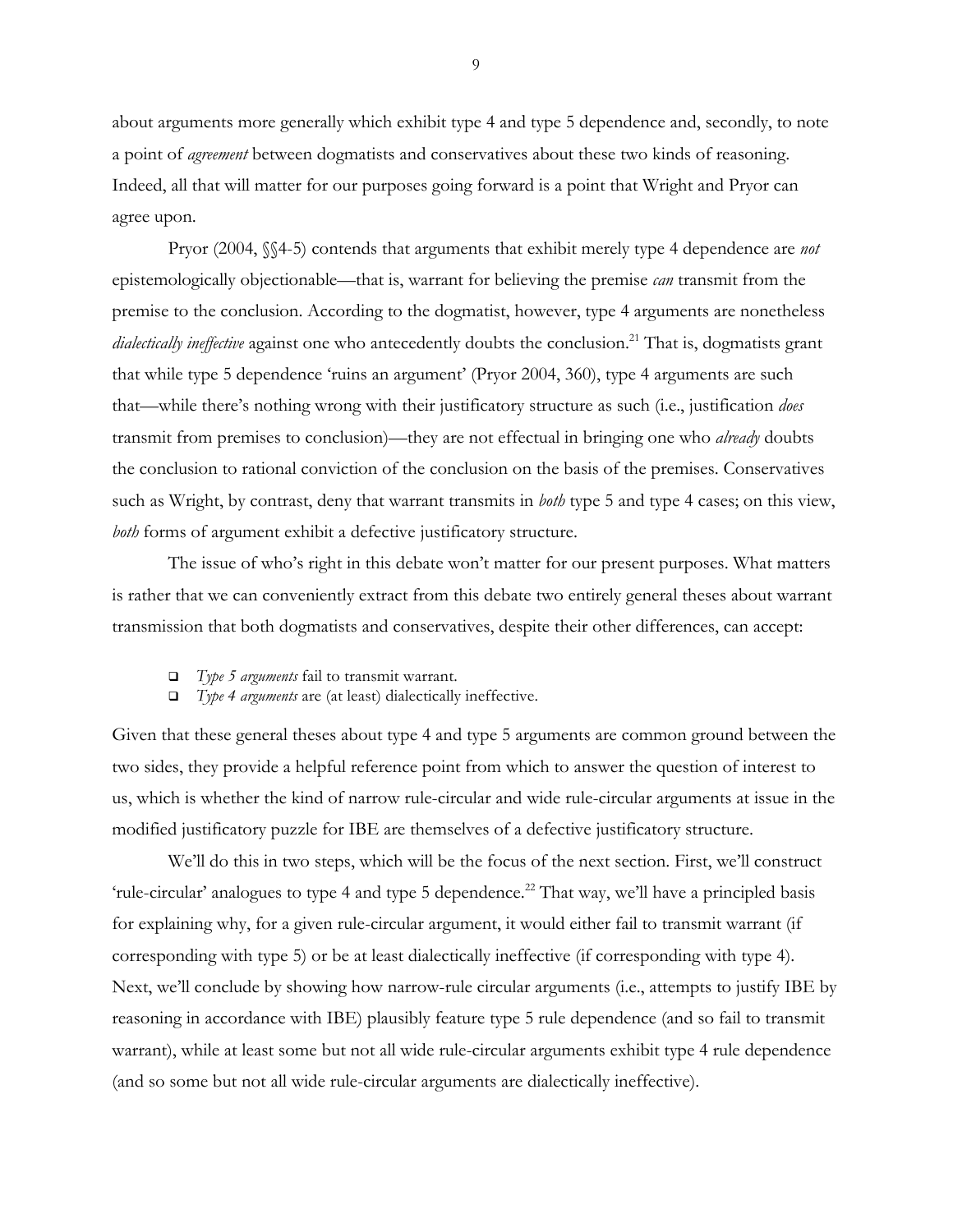about arguments more generally which exhibit type 4 and type 5 dependence and, secondly, to note a point of *agreement* between dogmatists and conservatives about these two kinds of reasoning. Indeed, all that will matter for our purposes going forward is a point that Wright and Pryor can agree upon.

Pryor (2004, §§4-5) contends that arguments that exhibit merely type 4 dependence are *not* epistemologically objectionable—that is, warrant for believing the premise *can* transmit from the premise to the conclusion. According to the dogmatist, however, type 4 arguments are nonetheless *dialectically ineffective* against one who antecedently doubts the conclusion.[21] That is, dogmatists grant that while type 5 dependence 'ruins an argument' (Pryor 2004, 360), type 4 arguments are such that—while there's nothing wrong with their justificatory structure as such (i.e., justification *does* transmit from premises to conclusion)—they are not effectual in bringing one who *already* doubts the conclusion to rational conviction of the conclusion on the basis of the premises. Conservatives such as Wright, by contrast, deny that warrant transmits in *both* type 5 and type 4 cases; on this view, *both* forms of argument exhibit a defective justificatory structure.

The issue of who's right in this debate won't matter for our present purposes. What matters is rather that we can conveniently extract from this debate two entirely general theses about warrant transmission that both dogmatists and conservatives, despite their other differences, can accept:

- *Type 5 arguments* fail to transmit warrant.
- *Type 4 arguments* are (at least) dialectically ineffective.

Given that these general theses about type 4 and type 5 arguments are common ground between the two sides, they provide a helpful reference point from which to answer the question of interest to us, which is whether the kind of narrow rule-circular and wide rule-circular arguments at issue in the modified justificatory puzzle for IBE are themselves of a defective justificatory structure.

We'll do this in two steps, which will be the focus of the next section. First, we'll construct 'rule-circular' analogues to type 4 and type 5 dependence.[22] That way, we'll have a principled basis for explaining why, for a given rule-circular argument, it would either fail to transmit warrant (if corresponding with type 5) or be at least dialectically ineffective (if corresponding with type 4). Next, we'll conclude by showing how narrow-rule circular arguments (i.e., attempts to justify IBE by reasoning in accordance with IBE) plausibly feature type 5 rule dependence (and so fail to transmit warrant), while at least some but not all wide rule-circular arguments exhibit type 4 rule dependence (and so some but not all wide rule-circular arguments are dialectically ineffective).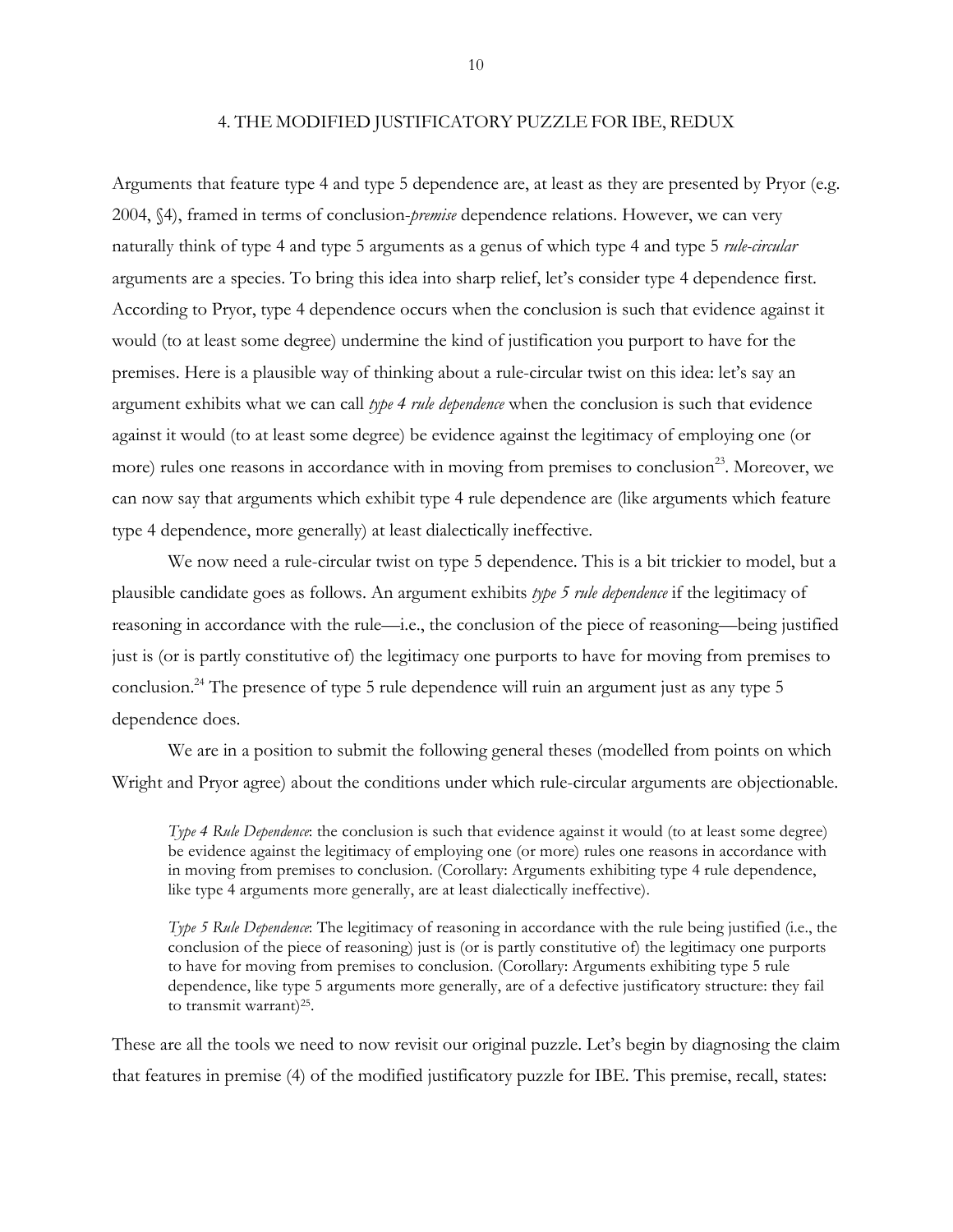## 4. THE MODIFIED JUSTIFICATORY PUZZLE FOR IBE, REDUX

Arguments that feature type 4 and type 5 dependence are, at least as they are presented by Pryor (e.g. 2004, §4), framed in terms of conclusion-*premise* dependence relations. However, we can very naturally think of type 4 and type 5 arguments as a genus of which type 4 and type 5 *rule-circular* arguments are a species. To bring this idea into sharp relief, let's consider type 4 dependence first. According to Pryor, type 4 dependence occurs when the conclusion is such that evidence against it would (to at least some degree) undermine the kind of justification you purport to have for the premises. Here is a plausible way of thinking about a rule-circular twist on this idea: let's say an argument exhibits what we can call *type 4 rule dependence* when the conclusion is such that evidence against it would (to at least some degree) be evidence against the legitimacy of employing one (or more) rules one reasons in accordance with in moving from premises to conclusion[23]. Moreover, we can now say that arguments which exhibit type 4 rule dependence are (like arguments which feature type 4 dependence, more generally) at least dialectically ineffective.

We now need a rule-circular twist on type 5 dependence. This is a bit trickier to model, but a plausible candidate goes as follows. An argument exhibits *type 5 rule dependence* if the legitimacy of reasoning in accordance with the rule—i.e., the conclusion of the piece of reasoning—being justified just is (or is partly constitutive of) the legitimacy one purports to have for moving from premises to conclusion.[24] The presence of type 5 rule dependence will ruin an argument just as any type 5 dependence does.

We are in a position to submit the following general theses (modelled from points on which Wright and Pryor agree) about the conditions under which rule-circular arguments are objectionable.

> *Type 4 Rule Dependence*: the conclusion is such that evidence against it would (to at least some degree) be evidence against the legitimacy of employing one (or more) rules one reasons in accordance with in moving from premises to conclusion. (Corollary: Arguments exhibiting type 4 rule dependence, like type 4 arguments more generally, are at least dialectically ineffective).

> *Type 5 Rule Dependence*: The legitimacy of reasoning in accordance with the rule being justified (i.e., the conclusion of the piece of reasoning) just is (or is partly constitutive of) the legitimacy one purports to have for moving from premises to conclusion. (Corollary: Arguments exhibiting type 5 rule dependence, like type 5 arguments more generally, are of a defective justificatory structure: they fail to transmit warrant)[25].

These are all the tools we need to now revisit our original puzzle. Let's begin by diagnosing the claim that features in premise (4) of the modified justificatory puzzle for IBE. This premise, recall, states: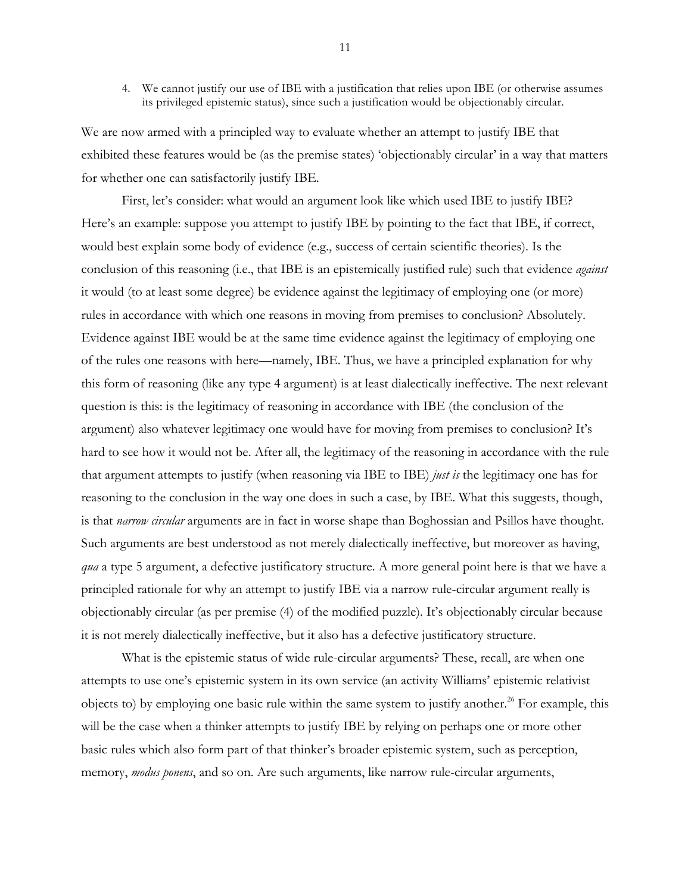4. We cannot justify our use of IBE with a justification that relies upon IBE (or otherwise assumes its privileged epistemic status), since such a justification would be objectionably circular.

We are now armed with a principled way to evaluate whether an attempt to justify IBE that exhibited these features would be (as the premise states) 'objectionably circular' in a way that matters for whether one can satisfactorily justify IBE.

First, let's consider: what would an argument look like which used IBE to justify IBE? Here's an example: suppose you attempt to justify IBE by pointing to the fact that IBE, if correct, would best explain some body of evidence (e.g., success of certain scientific theories). Is the conclusion of this reasoning (i.e., that IBE is an epistemically justified rule) such that evidence *against* it would (to at least some degree) be evidence against the legitimacy of employing one (or more) rules in accordance with which one reasons in moving from premises to conclusion? Absolutely. Evidence against IBE would be at the same time evidence against the legitimacy of employing one of the rules one reasons with here—namely, IBE. Thus, we have a principled explanation for why this form of reasoning (like any type 4 argument) is at least dialectically ineffective. The next relevant question is this: is the legitimacy of reasoning in accordance with IBE (the conclusion of the argument) also whatever legitimacy one would have for moving from premises to conclusion? It's hard to see how it would not be. After all, the legitimacy of the reasoning in accordance with the rule that argument attempts to justify (when reasoning via IBE to IBE) *just is* the legitimacy one has for reasoning to the conclusion in the way one does in such a case, by IBE. What this suggests, though, is that *narrow circular* arguments are in fact in worse shape than Boghossian and Psillos have thought. Such arguments are best understood as not merely dialectically ineffective, but moreover as having, *qua* a type 5 argument, a defective justificatory structure. A more general point here is that we have a principled rationale for why an attempt to justify IBE via a narrow rule-circular argument really is objectionably circular (as per premise (4) of the modified puzzle). It's objectionably circular because it is not merely dialectically ineffective, but it also has a defective justificatory structure.

What is the epistemic status of wide rule-circular arguments? These, recall, are when one attempts to use one's epistemic system in its own service (an activity Williams' epistemic relativist objects to) by employing one basic rule within the same system to justify another.[26] For example, this will be the case when a thinker attempts to justify IBE by relying on perhaps one or more other basic rules which also form part of that thinker's broader epistemic system, such as perception, memory, *modus ponens*, and so on. Are such arguments, like narrow rule-circular arguments,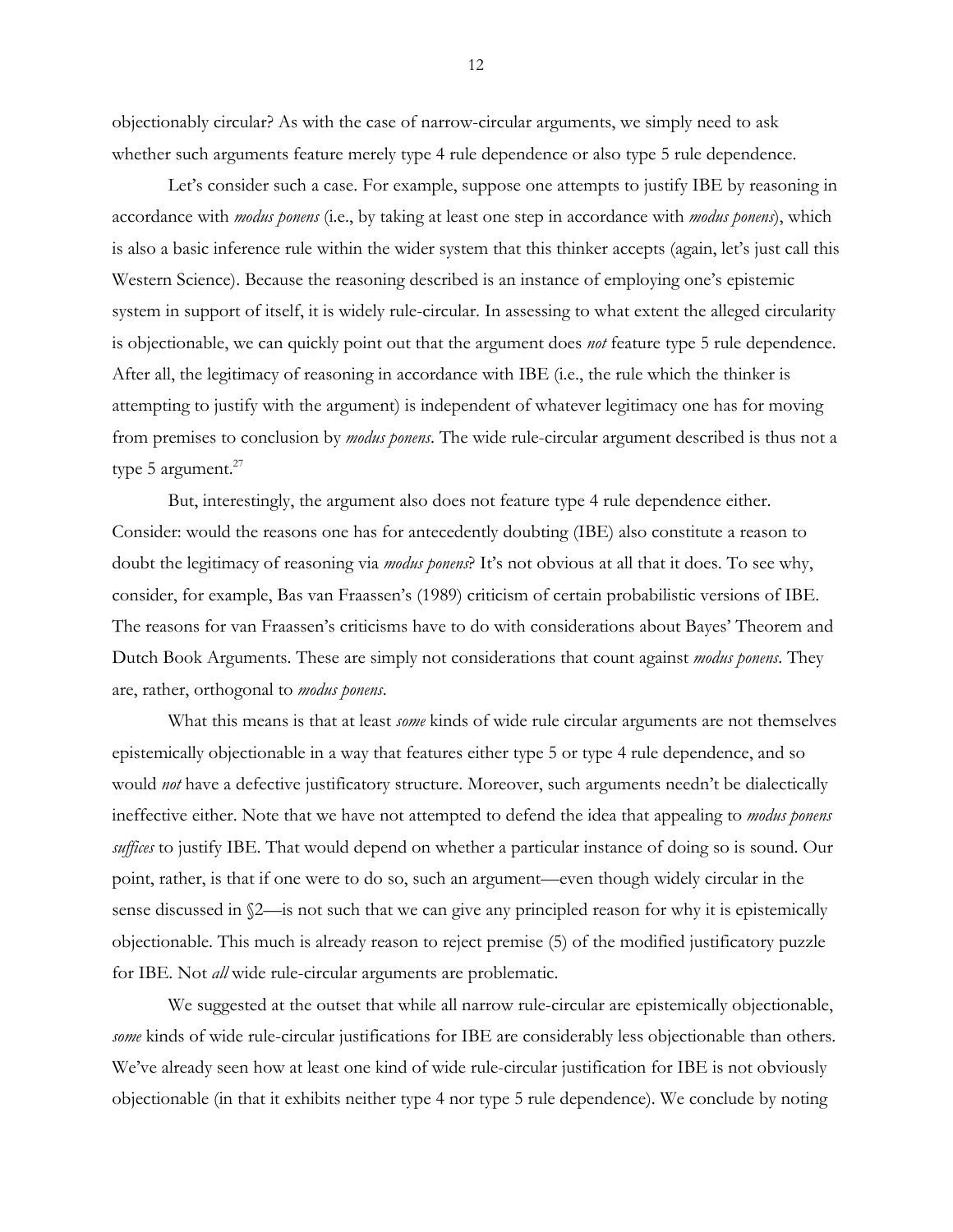objectionably circular? As with the case of narrow-circular arguments, we simply need to ask whether such arguments feature merely type 4 rule dependence or also type 5 rule dependence.

Let's consider such a case. For example, suppose one attempts to justify IBE by reasoning in accordance with *modus ponens* (i.e., by taking at least one step in accordance with *modus ponens*), which is also a basic inference rule within the wider system that this thinker accepts (again, let's just call this Western Science). Because the reasoning described is an instance of employing one's epistemic system in support of itself, it is widely rule-circular. In assessing to what extent the alleged circularity is objectionable, we can quickly point out that the argument does *not* feature type 5 rule dependence. After all, the legitimacy of reasoning in accordance with IBE (i.e., the rule which the thinker is attempting to justify with the argument) is independent of whatever legitimacy one has for moving from premises to conclusion by *modus ponens*. The wide rule-circular argument described is thus not a type 5 argument.[27]

But, interestingly, the argument also does not feature type 4 rule dependence either. Consider: would the reasons one has for antecedently doubting (IBE) also constitute a reason to doubt the legitimacy of reasoning via *modus ponens*? It's not obvious at all that it does. To see why, consider, for example, Bas van Fraassen's (1989) criticism of certain probabilistic versions of IBE. The reasons for van Fraassen's criticisms have to do with considerations about Bayes' Theorem and Dutch Book Arguments. These are simply not considerations that count against *modus ponens*. They are, rather, orthogonal to *modus ponens*.

What this means is that at least *some* kinds of wide rule circular arguments are not themselves epistemically objectionable in a way that features either type 5 or type 4 rule dependence, and so would *not* have a defective justificatory structure. Moreover, such arguments needn't be dialectically ineffective either. Note that we have not attempted to defend the idea that appealing to *modus ponens suffices* to justify IBE. That would depend on whether a particular instance of doing so is sound. Our point, rather, is that if one were to do so, such an argument—even though widely circular in the sense discussed in §2—is not such that we can give any principled reason for why it is epistemically objectionable. This much is already reason to reject premise (5) of the modified justificatory puzzle for IBE. Not *all* wide rule-circular arguments are problematic.

We suggested at the outset that while all narrow rule-circular are epistemically objectionable, *some* kinds of wide rule-circular justifications for IBE are considerably less objectionable than others. We've already seen how at least one kind of wide rule-circular justification for IBE is not obviously objectionable (in that it exhibits neither type 4 nor type 5 rule dependence). We conclude by noting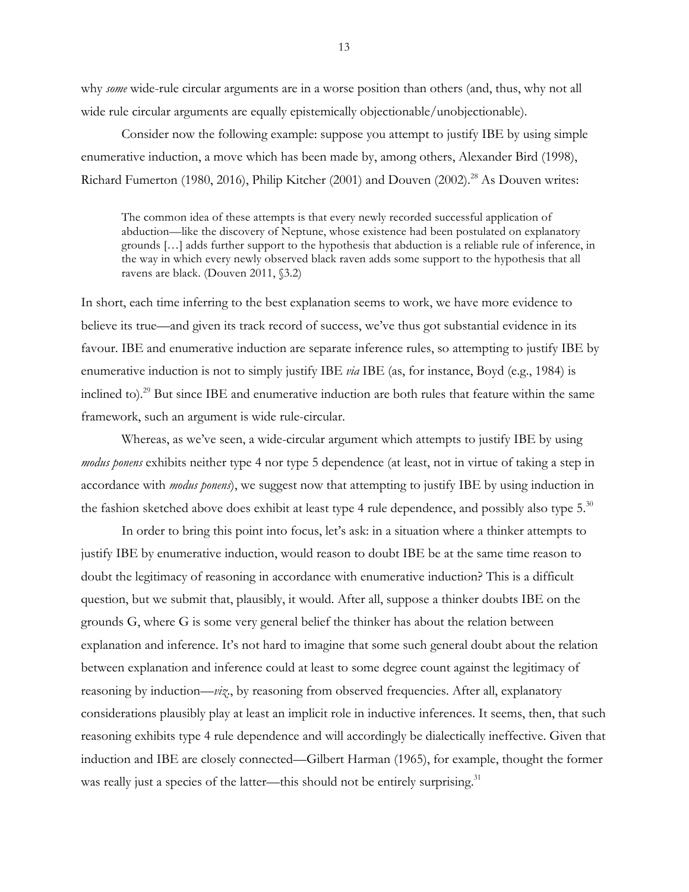why *some* wide-rule circular arguments are in a worse position than others (and, thus, why not all wide rule circular arguments are equally epistemically objectionable/unobjectionable).

Consider now the following example: suppose you attempt to justify IBE by using simple enumerative induction, a move which has been made by, among others, Alexander Bird (1998), Richard Fumerton (1980, 2016), Philip Kitcher (2001) and Douven (2002).[28] As Douven writes:

> The common idea of these attempts is that every newly recorded successful application of abduction—like the discovery of Neptune, whose existence had been postulated on explanatory grounds […] adds further support to the hypothesis that abduction is a reliable rule of inference, in the way in which every newly observed black raven adds some support to the hypothesis that all ravens are black. (Douven 2011, §3.2)

In short, each time inferring to the best explanation seems to work, we have more evidence to believe its true—and given its track record of success, we've thus got substantial evidence in its favour. IBE and enumerative induction are separate inference rules, so attempting to justify IBE by enumerative induction is not to simply justify IBE *via* IBE (as, for instance, Boyd (e.g., 1984) is inclined to).[29] But since IBE and enumerative induction are both rules that feature within the same framework, such an argument is wide rule-circular.

Whereas, as we've seen, a wide-circular argument which attempts to justify IBE by using *modus ponens* exhibits neither type 4 nor type 5 dependence (at least, not in virtue of taking a step in accordance with *modus ponens*), we suggest now that attempting to justify IBE by using induction in the fashion sketched above does exhibit at least type 4 rule dependence, and possibly also type 5.[30]

In order to bring this point into focus, let's ask: in a situation where a thinker attempts to justify IBE by enumerative induction, would reason to doubt IBE be at the same time reason to doubt the legitimacy of reasoning in accordance with enumerative induction? This is a difficult question, but we submit that, plausibly, it would. After all, suppose a thinker doubts IBE on the grounds G, where G is some very general belief the thinker has about the relation between explanation and inference. It's not hard to imagine that some such general doubt about the relation between explanation and inference could at least to some degree count against the legitimacy of reasoning by induction—*viz*., by reasoning from observed frequencies. After all, explanatory considerations plausibly play at least an implicit role in inductive inferences. It seems, then, that such reasoning exhibits type 4 rule dependence and will accordingly be dialectically ineffective. Given that induction and IBE are closely connected—Gilbert Harman (1965), for example, thought the former was really just a species of the latter—this should not be entirely surprising.[31]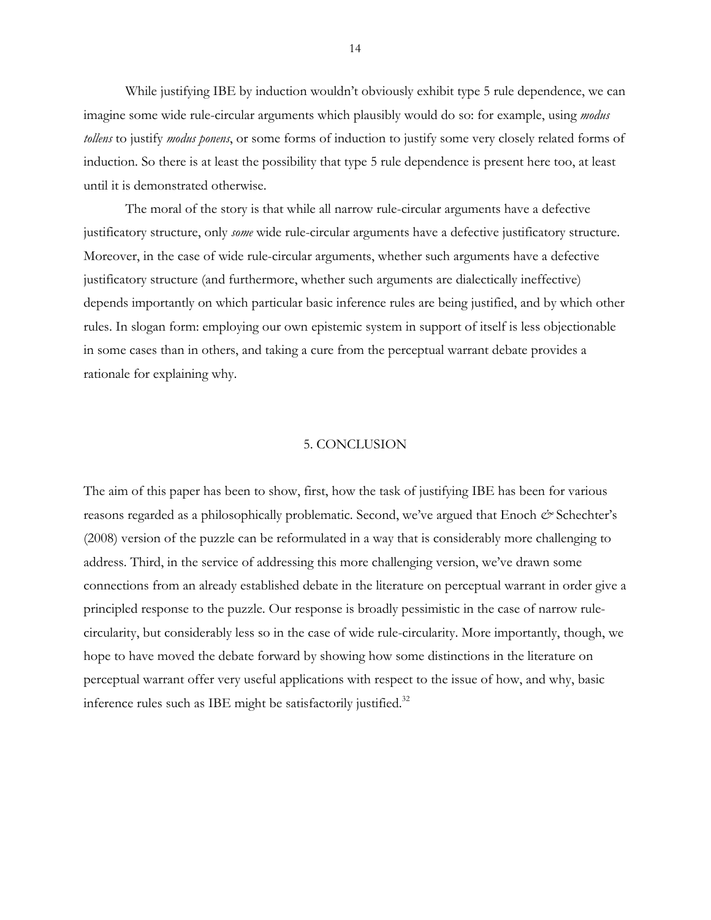While justifying IBE by induction wouldn't obviously exhibit type 5 rule dependence, we can imagine some wide rule-circular arguments which plausibly would do so: for example, using *modus tollens* to justify *modus ponens*, or some forms of induction to justify some very closely related forms of induction. So there is at least the possibility that type 5 rule dependence is present here too, at least until it is demonstrated otherwise.

The moral of the story is that while all narrow rule-circular arguments have a defective justificatory structure, only *some* wide rule-circular arguments have a defective justificatory structure. Moreover, in the case of wide rule-circular arguments, whether such arguments have a defective justificatory structure (and furthermore, whether such arguments are dialectically ineffective) depends importantly on which particular basic inference rules are being justified, and by which other rules. In slogan form: employing our own epistemic system in support of itself is less objectionable in some cases than in others, and taking a cure from the perceptual warrant debate provides a rationale for explaining why.

## 5. CONCLUSION

The aim of this paper has been to show, first, how the task of justifying IBE has been for various reasons regarded as a philosophically problematic. Second, we've argued that Enoch *&* Schechter's (2008) version of the puzzle can be reformulated in a way that is considerably more challenging to address. Third, in the service of addressing this more challenging version, we've drawn some connections from an already established debate in the literature on perceptual warrant in order give a principled response to the puzzle. Our response is broadly pessimistic in the case of narrow rule-circularity, but considerably less so in the case of wide rule-circularity. More importantly, though, we hope to have moved the debate forward by showing how some distinctions in the literature on perceptual warrant offer very useful applications with respect to the issue of how, and why, basic inference rules such as IBE might be satisfactorily justified.[32]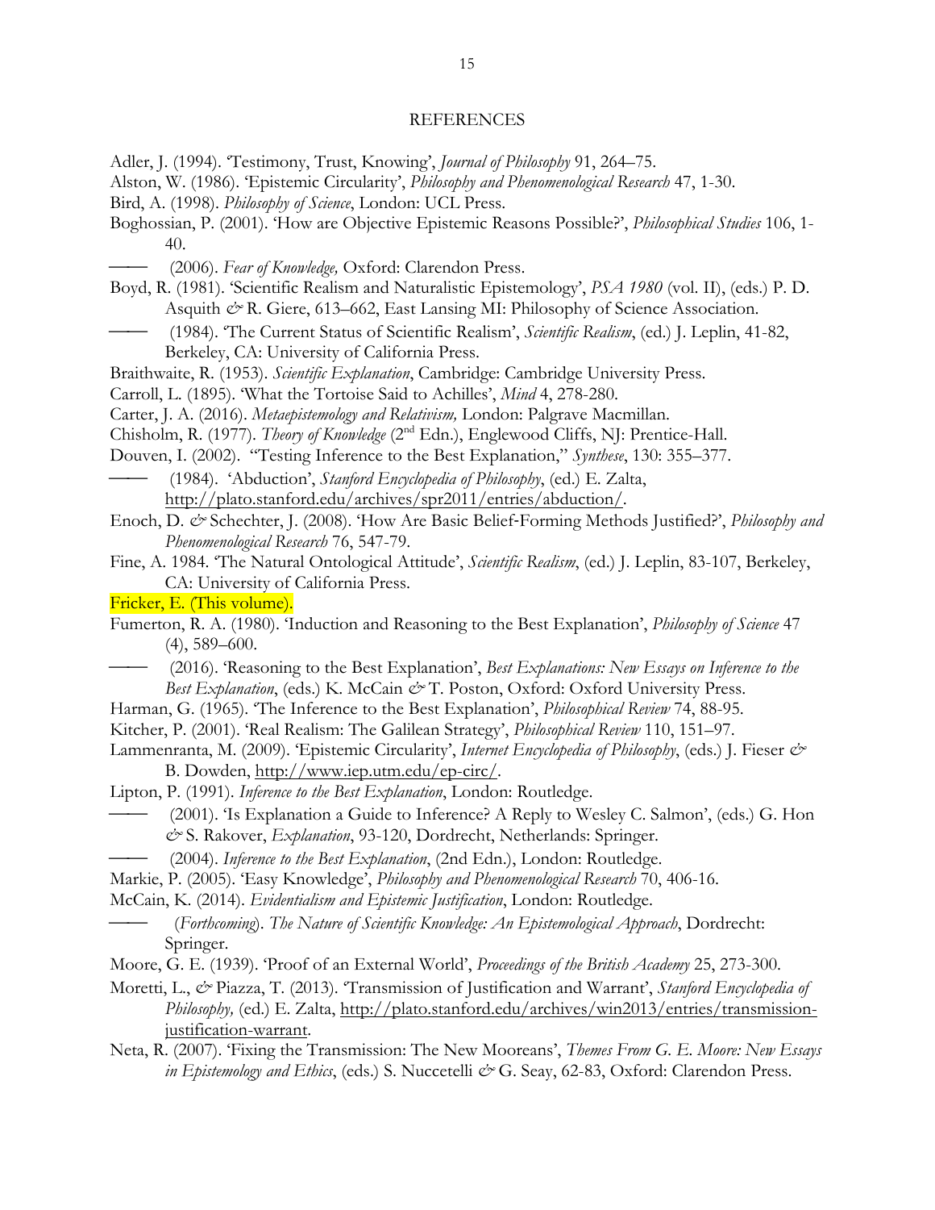## REFERENCES

Adler, J. (1994). 'Testimony, Trust, Knowing', *Journal of Philosophy* 91, 264–75.

Alston, W. (1986). 'Epistemic Circularity', *Philosophy and Phenomenological Research* 47, 1-30.

Bird, A. (1998). *Philosophy of Science*, London: UCL Press.

Boghossian, P. (2001). 'How are Objective Epistemic Reasons Possible?', *Philosophical Studies* 106, 1-40.

——— (2006). *Fear of Knowledge,* Oxford: Clarendon Press.

Boyd, R. (1981). 'Scientific Realism and Naturalistic Epistemology', *PSA 1980* (vol. II), (eds.) P. D. Asquith *&* R. Giere, 613–662, East Lansing MI: Philosophy of Science Association.

——— (1984). 'The Current Status of Scientific Realism', *Scientific Realism*, (ed.) J. Leplin, 41-82, Berkeley, CA: University of California Press.

Braithwaite, R. (1953). *Scientific Explanation*, Cambridge: Cambridge University Press.

Carroll, L. (1895). 'What the Tortoise Said to Achilles', *Mind* 4, 278-280.

Carter, J. A. (2016). *Metaepistemology and Relativism,* London: Palgrave Macmillan.

Chisholm, R. (1977). *Theory of Knowledge* (2nd Edn.), Englewood Cliffs, NJ: Prentice-Hall.

Douven, I. (2002). "Testing Inference to the Best Explanation," *Synthese*, 130: 355–377.

——— (1984). 'Abduction', *Stanford Encyclopedia of Philosophy*, (ed.) E. Zalta, http://plato.stanford.edu/archives/spr2011/entries/abduction/.

Enoch, D. *&* Schechter, J. (2008). 'How Are Basic Belief-Forming Methods Justified?', *Philosophy and Phenomenological Research* 76, 547-79.

Fine, A. 1984. 'The Natural Ontological Attitude', *Scientific Realism*, (ed.) J. Leplin, 83-107, Berkeley, CA: University of California Press.

Fricker, E. (This volume).

Fumerton, R. A. (1980). 'Induction and Reasoning to the Best Explanation', *Philosophy of Science* 47 (4), 589–600.

——— (2016). 'Reasoning to the Best Explanation', *Best Explanations: New Essays on Inference to the Best Explanation*, (eds.) K. McCain *&* T. Poston, Oxford: Oxford University Press.

Harman, G. (1965). 'The Inference to the Best Explanation', *Philosophical Review* 74, 88-95.

Kitcher, P. (2001). 'Real Realism: The Galilean Strategy', *Philosophical Review* 110, 151–97.

Lammenranta, M. (2009). 'Epistemic Circularity', *Internet Encyclopedia of Philosophy*, (eds.) J. Fieser *&* B. Dowden, http://www.iep.utm.edu/ep-circ/.

Lipton, P. (1991). *Inference to the Best Explanation*, London: Routledge.

——— (2001). 'Is Explanation a Guide to Inference? A Reply to Wesley C. Salmon', (eds.) G. Hon *&* S. Rakover, *Explanation*, 93-120, Dordrecht, Netherlands: Springer.

——— (2004). *Inference to the Best Explanation*, (2nd Edn.), London: Routledge.

Markie, P. (2005). 'Easy Knowledge', *Philosophy and Phenomenological Research* 70, 406-16.

McCain, K. (2014). *Evidentialism and Epistemic Justification*, London: Routledge.

——— (*Forthcoming*). *The Nature of Scientific Knowledge: An Epistemological Approach*, Dordrecht: Springer.

Moore, G. E. (1939). 'Proof of an External World', *Proceedings of the British Academy* 25, 273-300.

Moretti, L., *&* Piazza, T. (2013). 'Transmission of Justification and Warrant', *Stanford Encyclopedia of Philosophy,* (ed.) E. Zalta, http://plato.stanford.edu/archives/win2013/entries/transmission-justification-warrant.

Neta, R. (2007). 'Fixing the Transmission: The New Mooreans', *Themes From G. E. Moore: New Essays in Epistemology and Ethics*, (eds.) S. Nuccetelli *&* G. Seay, 62-83, Oxford: Clarendon Press.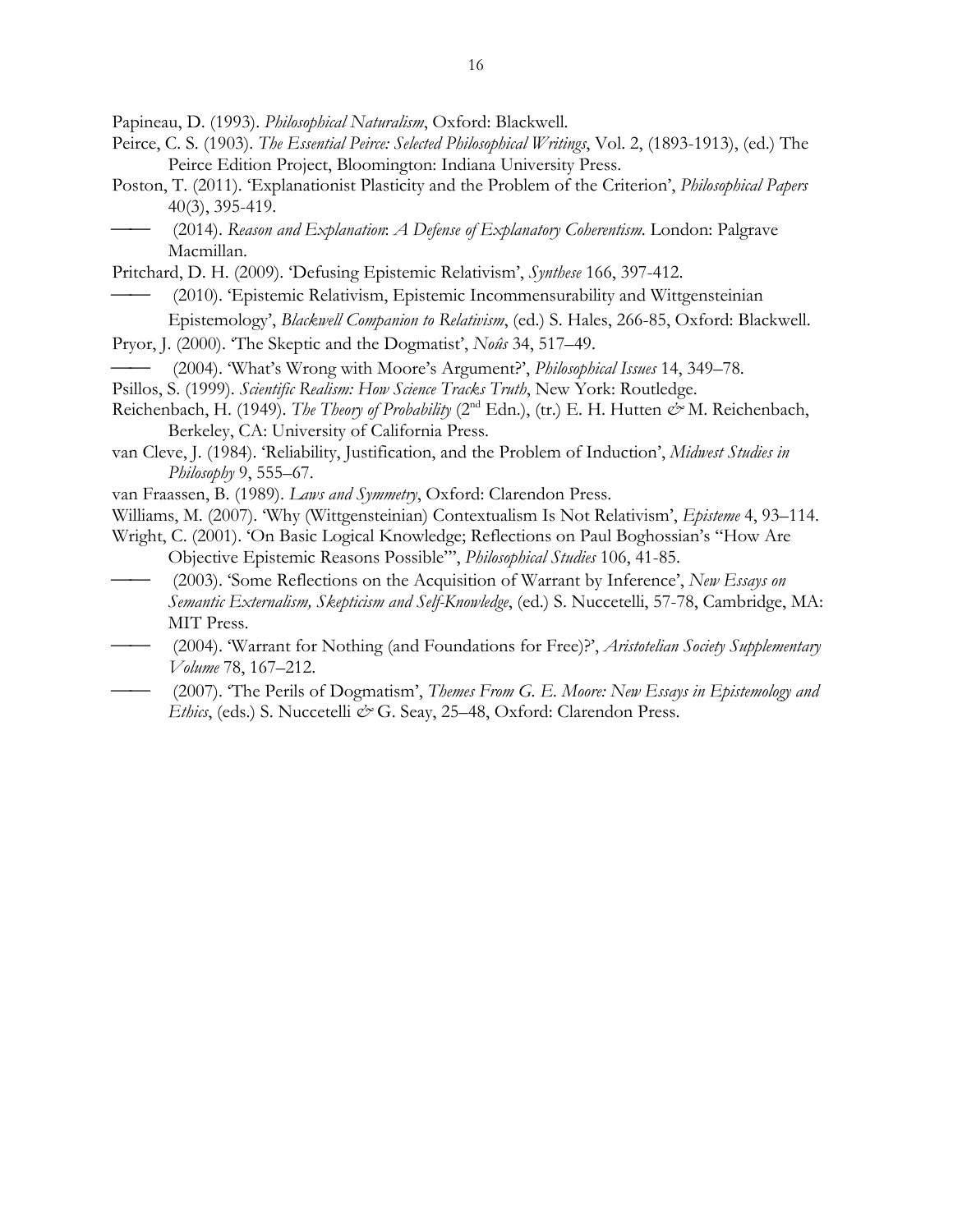Papineau, D. (1993). *Philosophical Naturalism*, Oxford: Blackwell.

Peirce, C. S. (1903). *The Essential Peirce: Selected Philosophical Writings*, Vol. 2, (1893-1913), (ed.) The Peirce Edition Project, Bloomington: Indiana University Press.

Poston, T. (2011). 'Explanationist Plasticity and the Problem of the Criterion', *Philosophical Papers* 40(3), 395-419.

——— (2014). *Reason and Explanation*: *A Defense of Explanatory Coherentism*. London: Palgrave Macmillan.

Pritchard, D. H. (2009). 'Defusing Epistemic Relativism', *Synthese* 166, 397-412.

——— (2010). 'Epistemic Relativism, Epistemic Incommensurability and Wittgensteinian Epistemology', *Blackwell Companion to Relativism*, (ed.) S. Hales, 266-85, Oxford: Blackwell.

Pryor, J. (2000). 'The Skeptic and the Dogmatist', *Noûs* 34, 517–49.

——— (2004). 'What's Wrong with Moore's Argument?', *Philosophical Issues* 14, 349–78.

Psillos, S. (1999). *Scientific Realism: How Science Tracks Truth*, New York: Routledge.

Reichenbach, H. (1949). *The Theory of Probability* (2nd Edn.), (tr.) E. H. Hutten *&* M. Reichenbach, Berkeley, CA: University of California Press.

van Cleve, J. (1984). 'Reliability, Justification, and the Problem of Induction', *Midwest Studies in Philosophy* 9, 555–67.

van Fraassen, B. (1989). *Laws and Symmetry*, Oxford: Clarendon Press.

Williams, M. (2007). 'Why (Wittgensteinian) Contextualism Is Not Relativism', *Episteme* 4, 93–114.

Wright, C. (2001). 'On Basic Logical Knowledge; Reflections on Paul Boghossian's "How Are Objective Epistemic Reasons Possible"', *Philosophical Studies* 106, 41-85.

——— (2003). 'Some Reflections on the Acquisition of Warrant by Inference', *New Essays on Semantic Externalism, Skepticism and Self-Knowledge*, (ed.) S. Nuccetelli, 57-78, Cambridge, MA: MIT Press.

——— (2004). 'Warrant for Nothing (and Foundations for Free)?', *Aristotelian Society Supplementary Volume* 78, 167–212.

——— (2007). 'The Perils of Dogmatism', *Themes From G. E. Moore: New Essays in Epistemology and Ethics*, (eds.) S. Nuccetelli *&* G. Seay, 25–48, Oxford: Clarendon Press.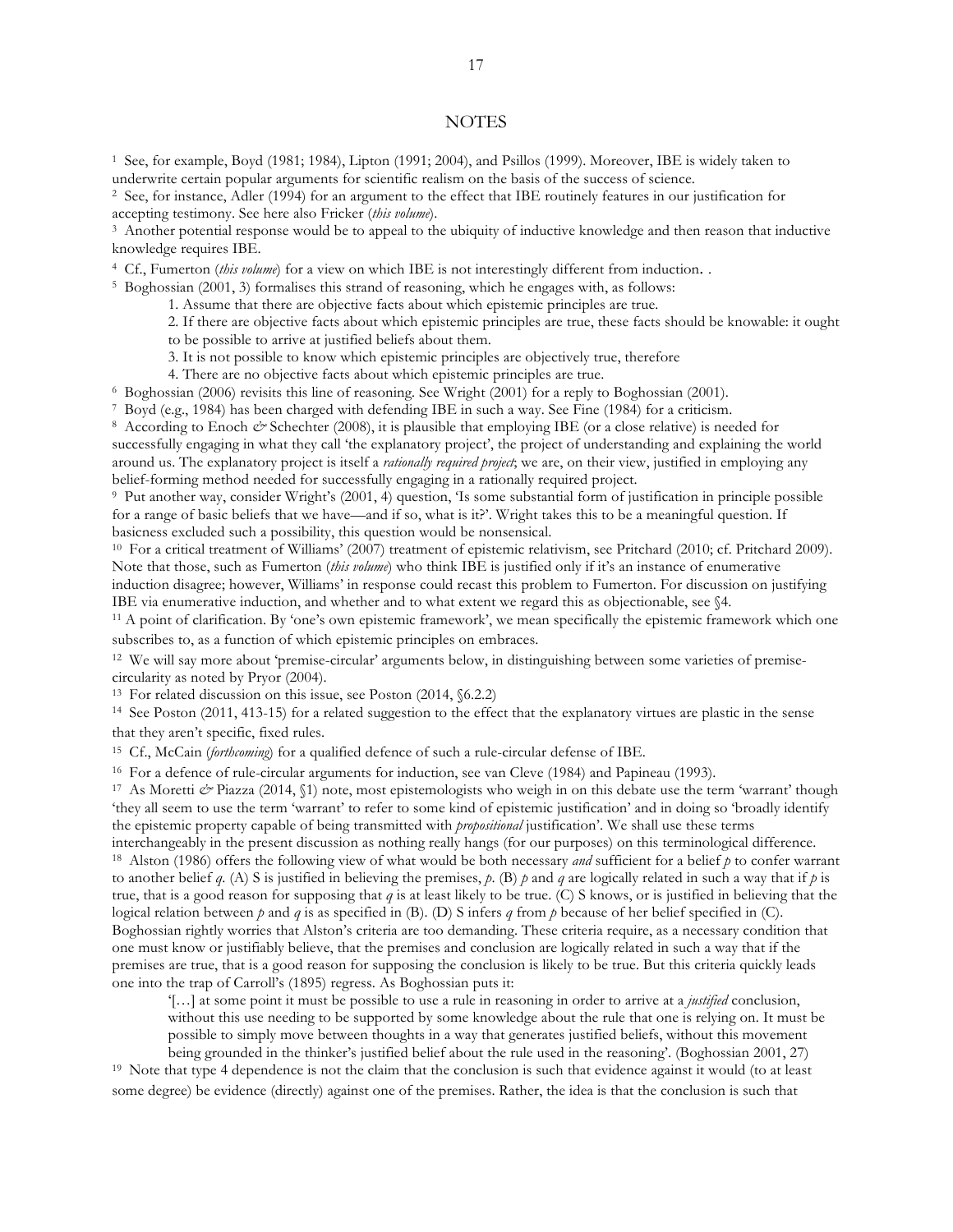# NOTES

[1] See, for example, Boyd (1981; 1984), Lipton (1991; 2004), and Psillos (1999). Moreover, IBE is widely taken to underwrite certain popular arguments for scientific realism on the basis of the success of science.

[2] See, for instance, Adler (1994) for an argument to the effect that IBE routinely features in our justification for accepting testimony. See here also Fricker (*this volume*).

[3] Another potential response would be to appeal to the ubiquity of inductive knowledge and then reason that inductive knowledge requires IBE.

[4] Cf., Fumerton (*this volume*) for a view on which IBE is not interestingly different from induction. .

[5] Boghossian (2001, 3) formalises this strand of reasoning, which he engages with, as follows:

> 1. Assume that there are objective facts about which epistemic principles are true.
> 2. If there are objective facts about which epistemic principles are true, these facts should be knowable: it ought to be possible to arrive at justified beliefs about them.
> 3. It is not possible to know which epistemic principles are objectively true, therefore
> 4. There are no objective facts about which epistemic principles are true.

[6] Boghossian (2006) revisits this line of reasoning. See Wright (2001) for a reply to Boghossian (2001).

[7] Boyd (e.g., 1984) has been charged with defending IBE in such a way. See Fine (1984) for a criticism.

[8] According to Enoch & Schechter (2008), it is plausible that employing IBE (or a close relative) is needed for successfully engaging in what they call 'the explanatory project', the project of understanding and explaining the world around us. The explanatory project is itself a *rationally required project*; we are, on their view, justified in employing any belief-forming method needed for successfully engaging in a rationally required project.

[9] Put another way, consider Wright's (2001, 4) question, 'Is some substantial form of justification in principle possible for a range of basic beliefs that we have—and if so, what is it?'. Wright takes this to be a meaningful question. If basicness excluded such a possibility, this question would be nonsensical.

[10] For a critical treatment of Williams' (2007) treatment of epistemic relativism, see Pritchard (2010; cf. Pritchard 2009). Note that those, such as Fumerton (*this volume*) who think IBE is justified only if it's an instance of enumerative induction disagree; however, Williams' in response could recast this problem to Fumerton. For discussion on justifying IBE via enumerative induction, and whether and to what extent we regard this as objectionable, see §4.

[11] A point of clarification. By 'one's own epistemic framework', we mean specifically the epistemic framework which one subscribes to, as a function of which epistemic principles on embraces.

[12] We will say more about 'premise-circular' arguments below, in distinguishing between some varieties of premise-circularity as noted by Pryor (2004).

[13] For related discussion on this issue, see Poston (2014, §6.2.2)

[14] See Poston (2011, 413-15) for a related suggestion to the effect that the explanatory virtues are plastic in the sense that they aren't specific, fixed rules.

[15] Cf., McCain (*forthcoming*) for a qualified defence of such a rule-circular defense of IBE.

[16] For a defence of rule-circular arguments for induction, see van Cleve (1984) and Papineau (1993).

[17] As Moretti & Piazza (2014, §1) note, most epistemologists who weigh in on this debate use the term 'warrant' though 'they all seem to use the term 'warrant' to refer to some kind of epistemic justification' and in doing so 'broadly identify the epistemic property capable of being transmitted with *propositional* justification'. We shall use these terms interchangeably in the present discussion as nothing really hangs (for our purposes) on this terminological difference.

[18] Alston (1986) offers the following view of what would be both necessary *and* sufficient for a belief *p* to confer warrant to another belief *q*. (A) S is justified in believing the premises, *p*. (B) *p* and *q* are logically related in such a way that if *p* is true, that is a good reason for supposing that *q* is at least likely to be true. (C) S knows, or is justified in believing that the logical relation between *p* and *q* is as specified in (B). (D) S infers *q* from *p* because of her belief specified in (C). Boghossian rightly worries that Alston's criteria are too demanding. These criteria require, as a necessary condition that one must know or justifiably believe, that the premises and conclusion are logically related in such a way that if the premises are true, that is a good reason for supposing the conclusion is likely to be true. But this criteria quickly leads one into the trap of Carroll's (1895) regress. As Boghossian puts it:

> '[…] at some point it must be possible to use a rule in reasoning in order to arrive at a *justified* conclusion, without this use needing to be supported by some knowledge about the rule that one is relying on. It must be possible to simply move between thoughts in a way that generates justified beliefs, without this movement being grounded in the thinker's justified belief about the rule used in the reasoning'. (Boghossian 2001, 27)

[19] Note that type 4 dependence is not the claim that the conclusion is such that evidence against it would (to at least some degree) be evidence (directly) against one of the premises. Rather, the idea is that the conclusion is such that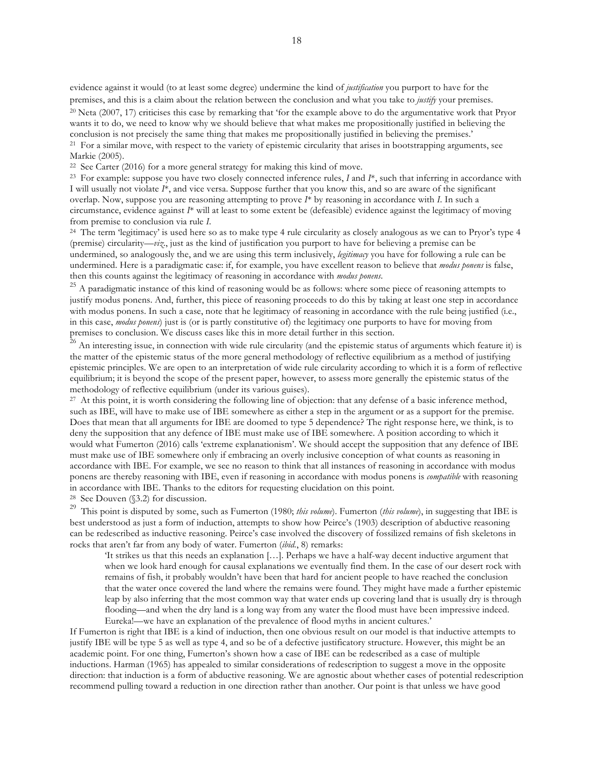evidence against it would (to at least some degree) undermine the kind of *justification* you purport to have for the premises, and this is a claim about the relation between the conclusion and what you take to *justify* your premises.

[20] Neta (2007, 17) criticises this case by remarking that 'for the example above to do the argumentative work that Pryor wants it to do, we need to know why we should believe that what makes me propositionally justified in believing the conclusion is not precisely the same thing that makes me propositionally justified in believing the premises.'

[21] For a similar move, with respect to the variety of epistemic circularity that arises in bootstrapping arguments, see Markie (2005).

[22] See Carter (2016) for a more general strategy for making this kind of move.

[23] For example: suppose you have two closely connected inference rules, *I* and *I*\*, such that inferring in accordance with I will usually not violate *I*\*, and vice versa. Suppose further that you know this, and so are aware of the significant overlap. Now, suppose you are reasoning attempting to prove *I*\* by reasoning in accordance with *I*. In such a circumstance, evidence against *I*\* will at least to some extent be (defeasible) evidence against the legitimacy of moving from premise to conclusion via rule *I*.

[24] The term 'legitimacy' is used here so as to make type 4 rule circularity as closely analogous as we can to Pryor's type 4 (premise) circularity—*viz*., just as the kind of justification you purport to have for believing a premise can be undermined, so analogously the, and we are using this term inclusively, *legitimacy* you have for following a rule can be undermined. Here is a paradigmatic case: if, for example, you have excellent reason to believe that *modus ponens* is false, then this counts against the legitimacy of reasoning in accordance with *modus ponens*.

[25] A paradigmatic instance of this kind of reasoning would be as follows: where some piece of reasoning attempts to justify modus ponens. And, further, this piece of reasoning proceeds to do this by taking at least one step in accordance with modus ponens. In such a case, note that he legitimacy of reasoning in accordance with the rule being justified (i.e., in this case, *modus ponens*) just is (or is partly constitutive of) the legitimacy one purports to have for moving from premises to conclusion. We discuss cases like this in more detail further in this section.

[26] An interesting issue, in connection with wide rule circularity (and the epistemic status of arguments which feature it) is the matter of the epistemic status of the more general methodology of reflective equilibrium as a method of justifying epistemic principles. We are open to an interpretation of wide rule circularity according to which it is a form of reflective equilibrium; it is beyond the scope of the present paper, however, to assess more generally the epistemic status of the methodology of reflective equilibrium (under its various guises).

[27] At this point, it is worth considering the following line of objection: that any defense of a basic inference method, such as IBE, will have to make use of IBE somewhere as either a step in the argument or as a support for the premise. Does that mean that all arguments for IBE are doomed to type 5 dependence? The right response here, we think, is to deny the supposition that any defence of IBE must make use of IBE somewhere. A position according to which it would what Fumerton (2016) calls 'extreme explanationism'. We should accept the supposition that any defence of IBE must make use of IBE somewhere only if embracing an overly inclusive conception of what counts as reasoning in accordance with IBE. For example, we see no reason to think that all instances of reasoning in accordance with modus ponens are thereby reasoning with IBE, even if reasoning in accordance with modus ponens is *compatible* with reasoning in accordance with IBE. Thanks to the editors for requesting elucidation on this point.

[28] See Douven (§3.2) for discussion.

[29] This point is disputed by some, such as Fumerton (1980; *this volume*). Fumerton (*this volume*), in suggesting that IBE is best understood as just a form of induction, attempts to show how Peirce's (1903) description of abductive reasoning can be redescribed as inductive reasoning. Peirce's case involved the discovery of fossilized remains of fish skeletons in rocks that aren't far from any body of water. Fumerton (*ibid.*, 8) remarks:

> 'It strikes us that this needs an explanation […]. Perhaps we have a half-way decent inductive argument that when we look hard enough for causal explanations we eventually find them. In the case of our desert rock with remains of fish, it probably wouldn't have been that hard for ancient people to have reached the conclusion that the water once covered the land where the remains were found. They might have made a further epistemic leap by also inferring that the most common way that water ends up covering land that is usually dry is through flooding—and when the dry land is a long way from any water the flood must have been impressive indeed. Eureka!—we have an explanation of the prevalence of flood myths in ancient cultures.'

If Fumerton is right that IBE is a kind of induction, then one obvious result on our model is that inductive attempts to justify IBE will be type 5 as well as type 4, and so be of a defective justificatory structure. However, this might be an academic point. For one thing, Fumerton's shown how a case of IBE can be redescribed as a case of multiple inductions. Harman (1965) has appealed to similar considerations of redescription to suggest a move in the opposite direction: that induction is a form of abductive reasoning. We are agnostic about whether cases of potential redescription recommend pulling toward a reduction in one direction rather than another. Our point is that unless we have good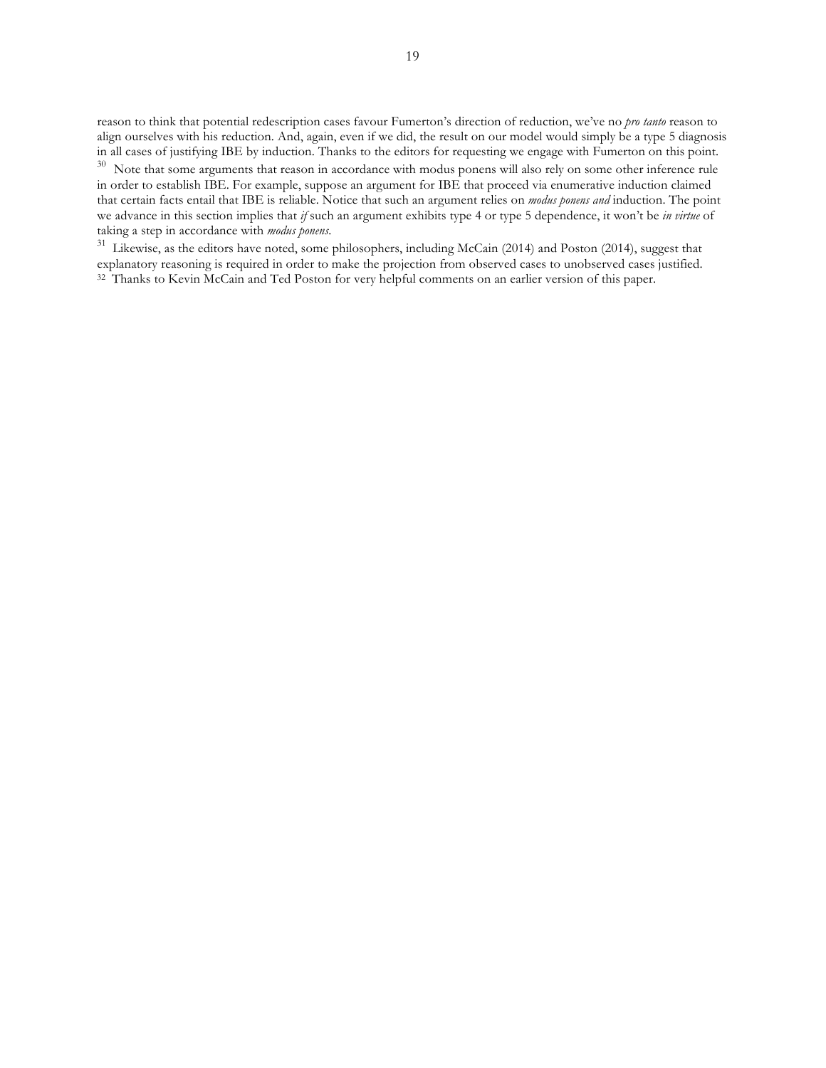reason to think that potential redescription cases favour Fumerton's direction of reduction, we've no *pro tanto* reason to align ourselves with his reduction. And, again, even if we did, the result on our model would simply be a type 5 diagnosis in all cases of justifying IBE by induction. Thanks to the editors for requesting we engage with Fumerton on this point.

[30] Note that some arguments that reason in accordance with modus ponens will also rely on some other inference rule in order to establish IBE. For example, suppose an argument for IBE that proceed via enumerative induction claimed that certain facts entail that IBE is reliable. Notice that such an argument relies on *modus ponens and* induction. The point we advance in this section implies that *if* such an argument exhibits type 4 or type 5 dependence, it won't be *in virtue* of taking a step in accordance with *modus ponens*.

[31] Likewise, as the editors have noted, some philosophers, including McCain (2014) and Poston (2014), suggest that explanatory reasoning is required in order to make the projection from observed cases to unobserved cases justified.

[32] Thanks to Kevin McCain and Ted Poston for very helpful comments on an earlier version of this paper.